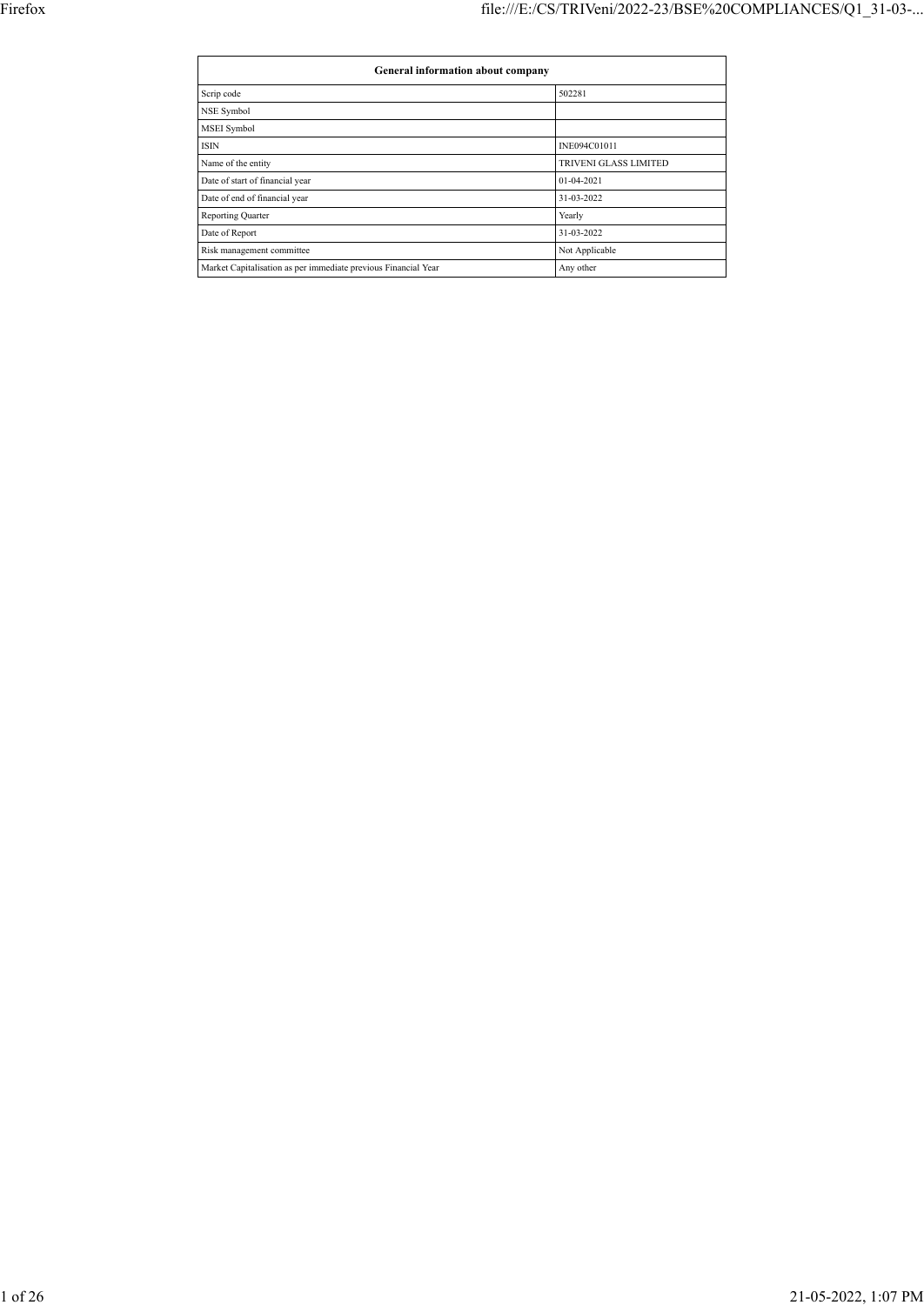| General information about company | |
|---|---|
| Scrip code | 502281 |
| NSE Symbol | |
| MSEI Symbol | |
| ISIN | INE094C01011 |
| Name of the entity | TRIVENI GLASS LIMITED |
| Date of start of financial year | 01-04-2021 |
| Date of end of financial year | 31-03-2022 |
| Reporting Quarter | Yearly |
| Date of Report | 31-03-2022 |
| Risk management committee | Not Applicable |
| Market Capitalisation as per immediate previous Financial Year | Any other |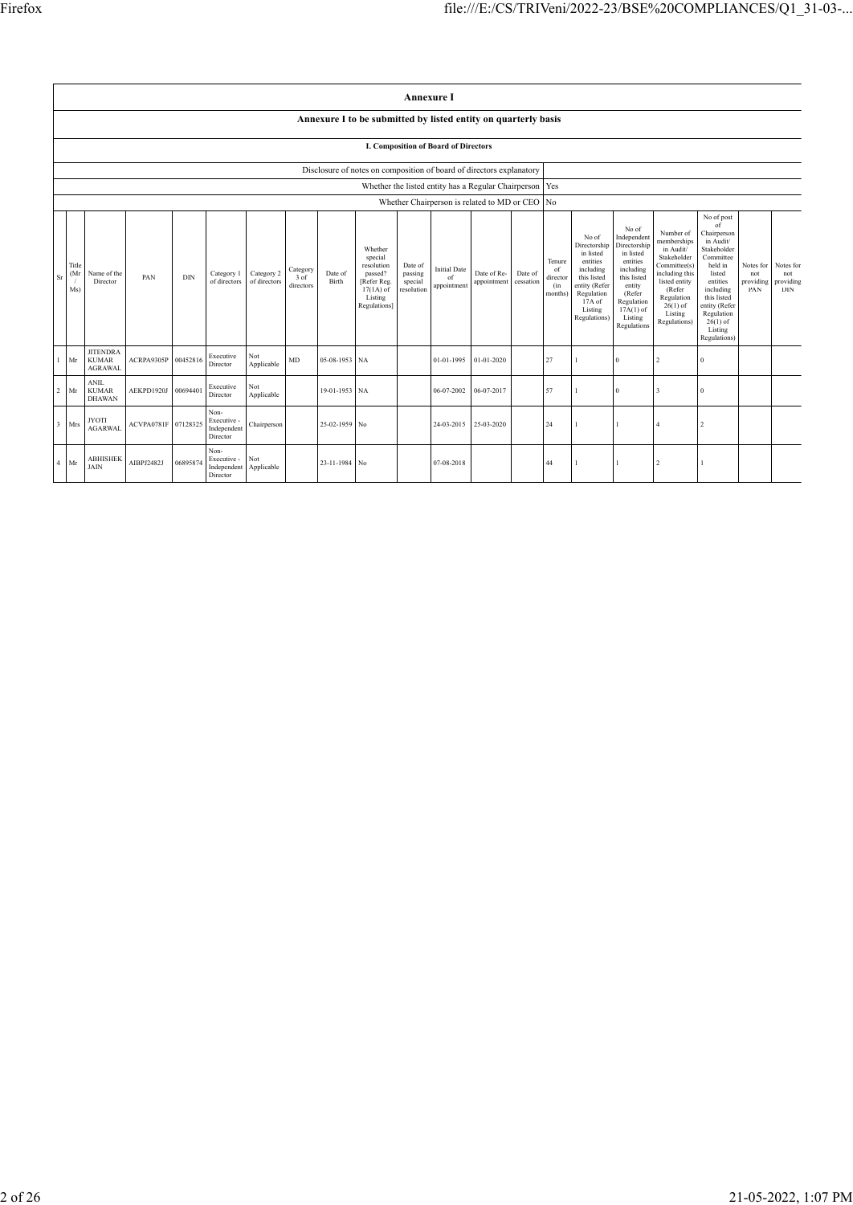# Annexure I

## Annexure I to be submitted by listed entity on quarterly basis

### I. Composition of Board of Directors

| | |
|---|---|
| Disclosure of notes on composition of board of directors explanatory | |
| Whether the listed entity has a Regular Chairperson | Yes |
| Whether Chairperson is related to MD or CEO | No |

| Sr | Title (Mr / Ms) | Name of the Director | PAN | DIN | Category 1 of directors | Category 2 of directors | Category 3 of directors | Date of Birth | Whether special resolution passed? [Refer Reg. 17(1A) of Listing Regulations] | Date of passing special resolution | Initial Date of appointment | Date of Re-appointment | Date of cessation | Tenure of director (in months) | No of Directorship in listed entities including this listed entity (Refer Regulation 17A of Listing Regulations) | No of Independent Directorship in listed entities including this listed entity (Refer Regulation 17A(1) of Listing Regulations | Number of memberships in Audit/ Stakeholder Committee(s) including this listed entity (Refer Regulation 26(1) of Listing Regulations) | No of post of Chairperson in Audit/ Stakeholder Committee held in listed entities including this listed entity (Refer Regulation 26(1) of Listing Regulations) | Notes for not providing PAN | Notes for not providing DIN |
|---|---|---|---|---|---|---|---|---|---|---|---|---|---|---|---|---|---|---|---|---|
| 1 | Mr | JITENDRA KUMAR AGRAWAL | ACRPA9305P | 00452816 | Executive Director | Not Applicable | MD | 05-08-1953 | NA | | 01-01-1995 | 01-01-2020 | | 27 | 1 | 0 | 2 | 0 | | |
| 2 | Mr | ANIL KUMAR DHAWAN | AEKPD1920J | 00694401 | Executive Director | Not Applicable | | 19-01-1953 | NA | | 06-07-2002 | 06-07-2017 | | 57 | 1 | 0 | 3 | 0 | | |
| 3 | Mrs | JYOTI AGARWAL | ACVPA0781F | 07128325 | Non-Executive - Independent Director | Chairperson | | 25-02-1959 | No | | 24-03-2015 | 25-03-2020 | | 24 | 1 | 1 | 4 | 2 | | |
| 4 | Mr | ABHISHEK JAIN | AIBPJ2482J | 06895874 | Non-Executive - Independent Director | Not Applicable | | 23-11-1984 | No | | 07-08-2018 | | | 44 | 1 | 1 | 2 | 1 | | |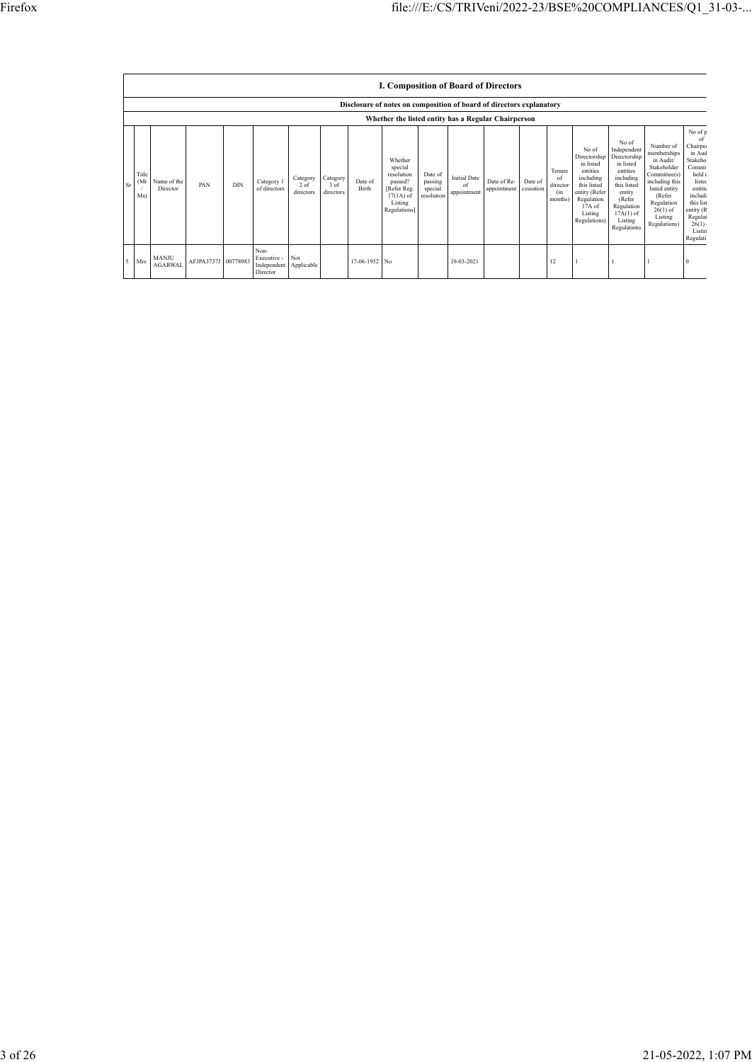## I. Composition of Board of Directors

**Disclosure of notes on composition of board of directors explanatory**

**Whether the listed entity has a Regular Chairperson**

| Sr | Title (Mr / Ms) | Name of the Director | PAN | DIN | Category 1 of directors | Category 2 of directors | Category 3 of directors | Date of Birth | Whether special resolution passed? [Refer Reg. 17(1A) of Listing Regulations] | Date of passing special resolution | Initial Date of appointment | Date of Re-appointment | Date of cessation | Tenure of director (in months) | No of Directorship in listed entities including this listed entity (Refer Regulation 17A of Listing Regulations) | No of Independent Directorship in listed entities including this listed entity (Refer Regulation 17A(1) of Listing Regulations | Number of memberships in Audit/ Stakeholder Committee(s) including this listed entity (Refer Regulation 26(1) of Listing Regulations) | No of p of Chairpe in Aud Stakeho Commi held i listed entitie includi this list entity (R Regulat 26(1) Listin Regulati |
|---|---|---|---|---|---|---|---|---|---|---|---|---|---|---|---|---|---|---|
| 5 | Mrs | MANJU AGARWAL | AFJPA3737J | 00778983 | Non-Executive - Independent Director | Not Applicable | | 17-06-1952 | No | | 19-03-2021 | | | 12 | 1 | 1 | 1 | 0 |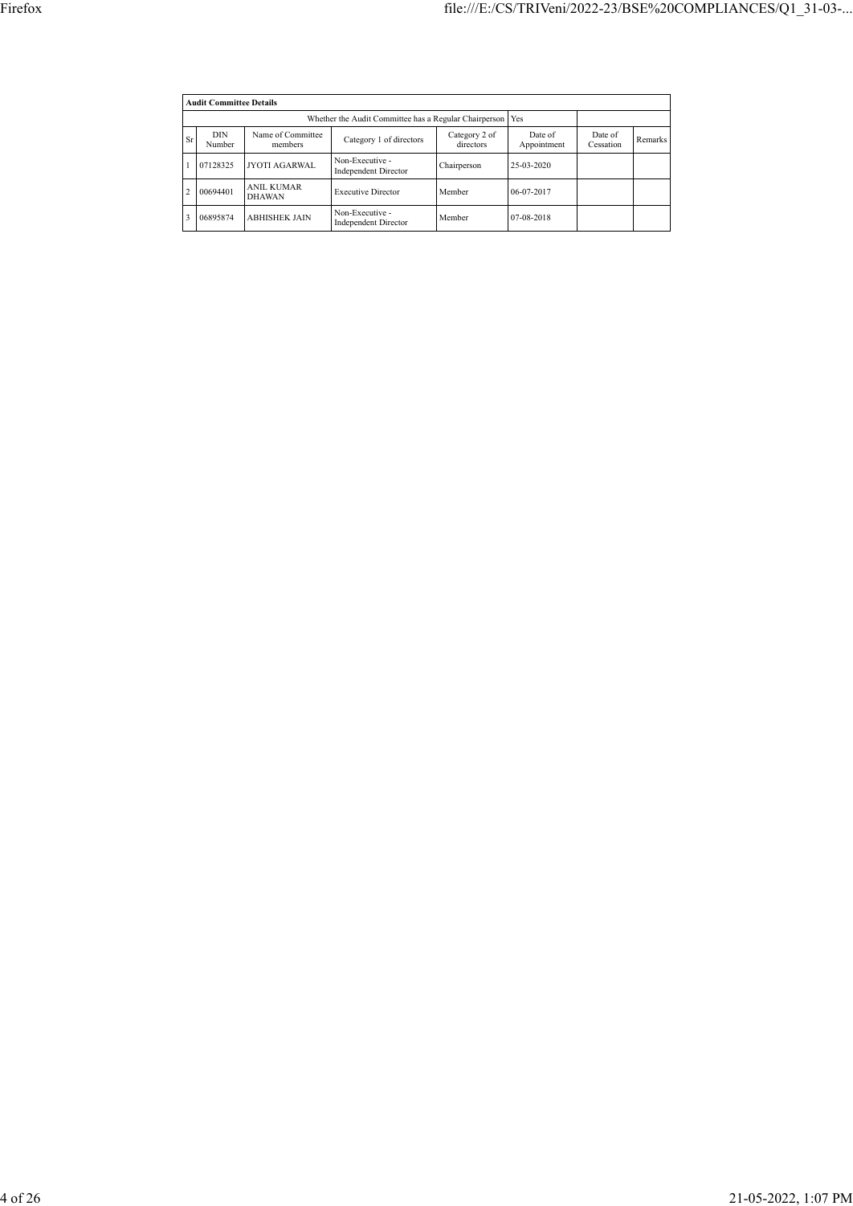| Audit Committee Details | | | | | | | |
|---|---|---|---|---|---|---|---|
| Whether the Audit Committee has a Regular Chairperson | | | | | Yes | | |
| Sr | DIN Number | Name of Committee members | Category 1 of directors | Category 2 of directors | Date of Appointment | Date of Cessation | Remarks |
| 1 | 07128325 | JYOTI AGARWAL | Non-Executive - Independent Director | Chairperson | 25-03-2020 | | |
| 2 | 00694401 | ANIL KUMAR DHAWAN | Executive Director | Member | 06-07-2017 | | |
| 3 | 06895874 | ABHISHEK JAIN | Non-Executive - Independent Director | Member | 07-08-2018 | | |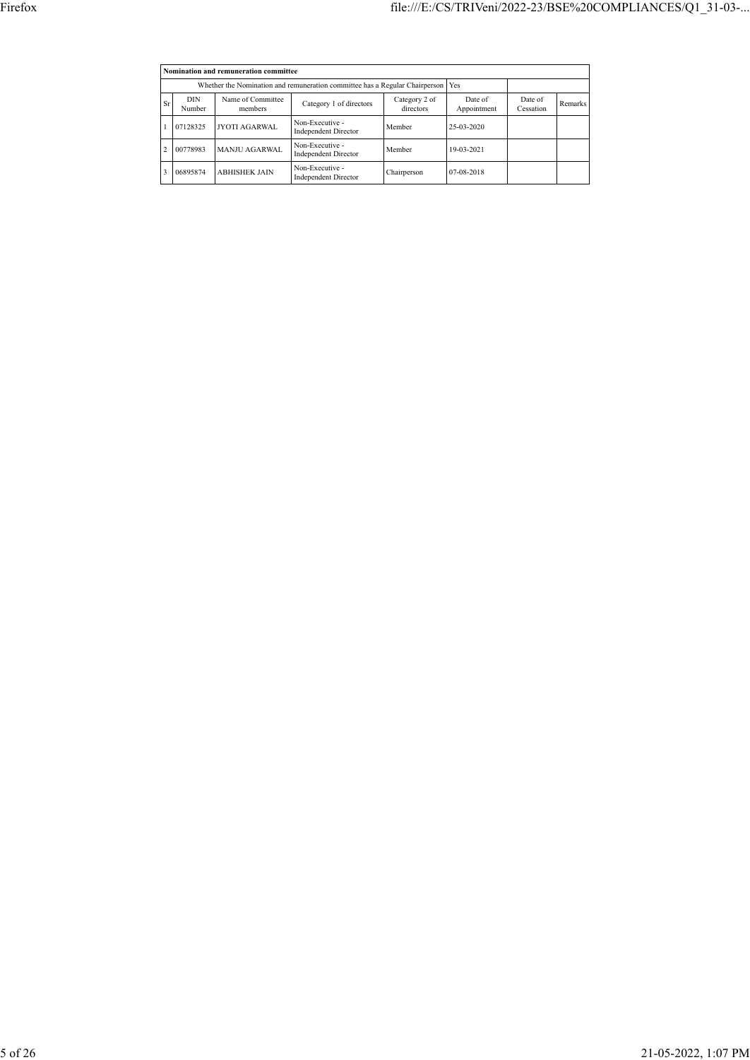**Nomination and remuneration committee**

| Whether the Nomination and remuneration committee has a Regular Chairperson | Yes |
|---|---|

| Sr | DIN Number | Name of Committee members | Category 1 of directors | Category 2 of directors | Date of Appointment | Date of Cessation | Remarks |
|---|---|---|---|---|---|---|---|
| 1 | 07128325 | JYOTI AGARWAL | Non-Executive - Independent Director | Member | 25-03-2020 | | |
| 2 | 00778983 | MANJU AGARWAL | Non-Executive - Independent Director | Member | 19-03-2021 | | |
| 3 | 06895874 | ABHISHEK JAIN | Non-Executive - Independent Director | Chairperson | 07-08-2018 | | |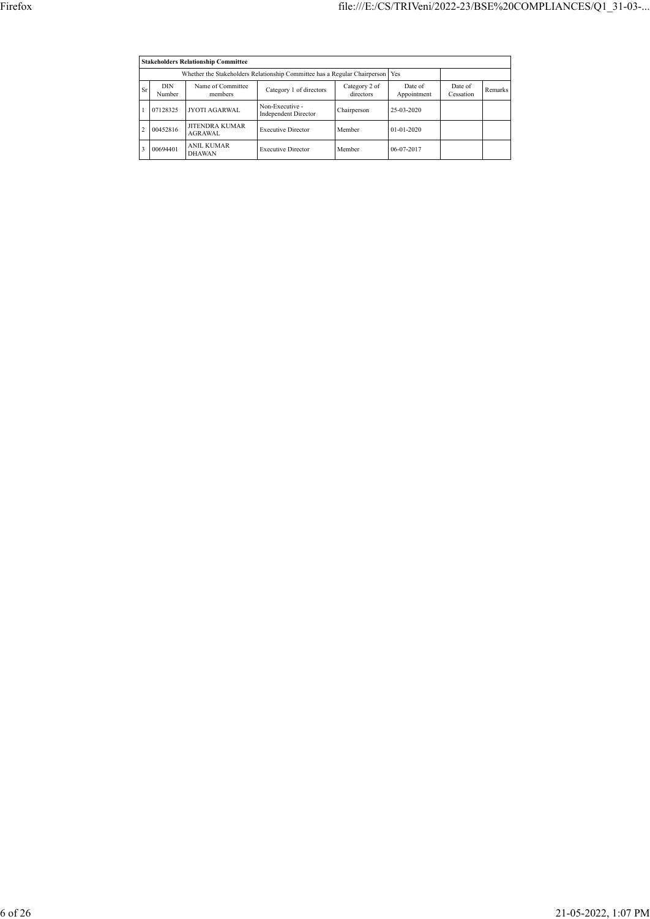| Stakeholders Relationship Committee | | | | | | | |
|---|---|---|---|---|---|---|---|
| Whether the Stakeholders Relationship Committee has a Regular Chairperson | | | | | Yes | | |
| Sr | DIN Number | Name of Committee members | Category 1 of directors | Category 2 of directors | Date of Appointment | Date of Cessation | Remarks |
| 1 | 07128325 | JYOTI AGARWAL | Non-Executive - Independent Director | Chairperson | 25-03-2020 | | |
| 2 | 00452816 | JITENDRA KUMAR AGRAWAL | Executive Director | Member | 01-01-2020 | | |
| 3 | 00694401 | ANIL KUMAR DHAWAN | Executive Director | Member | 06-07-2017 | | |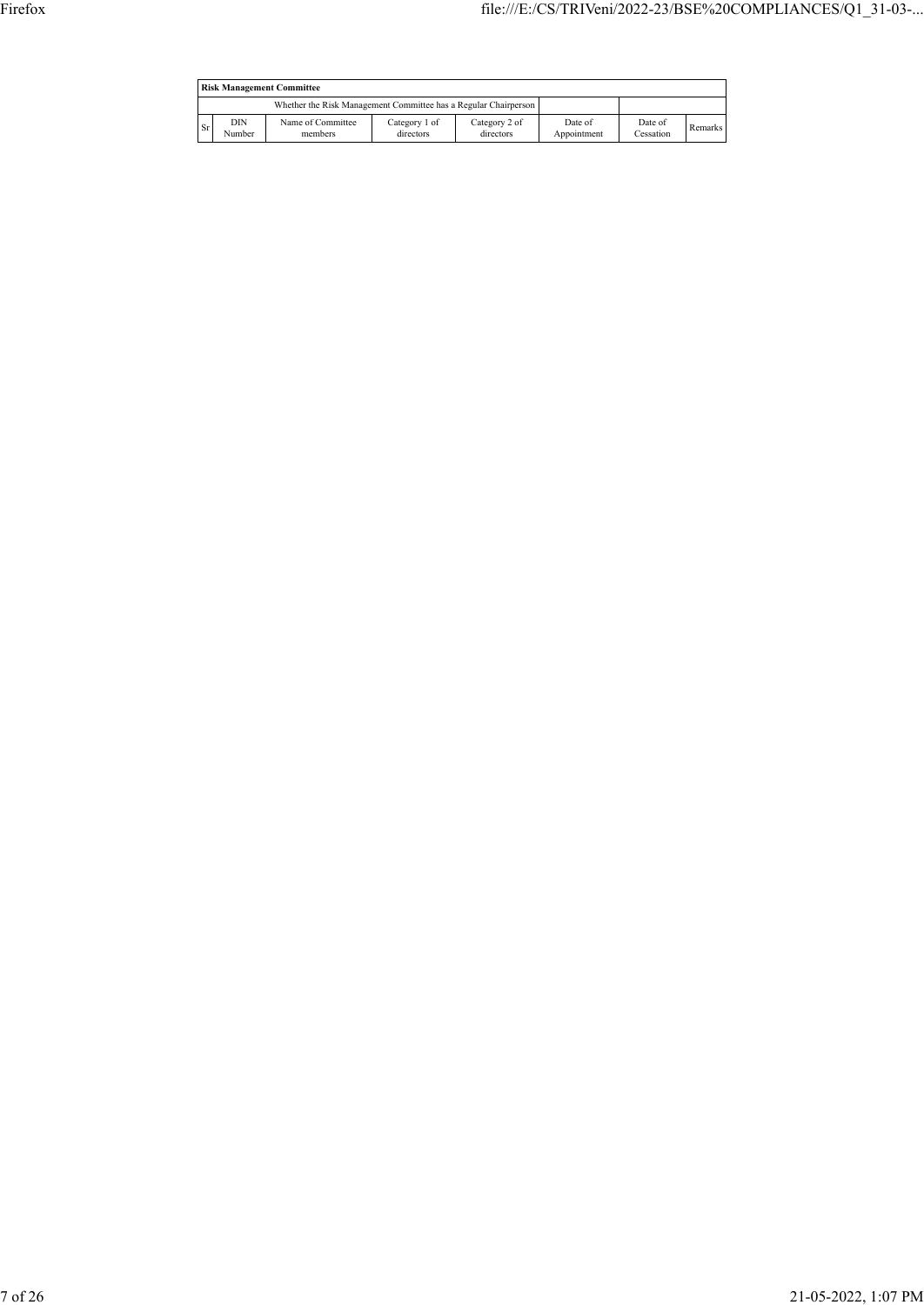| Risk Management Committee | | | | | | | |
|---|---|---|---|---|---|---|---|
| Whether the Risk Management Committee has a Regular Chairperson | | | | | | | |
| Sr | DIN Number | Name of Committee members | Category 1 of directors | Category 2 of directors | Date of Appointment | Date of Cessation | Remarks |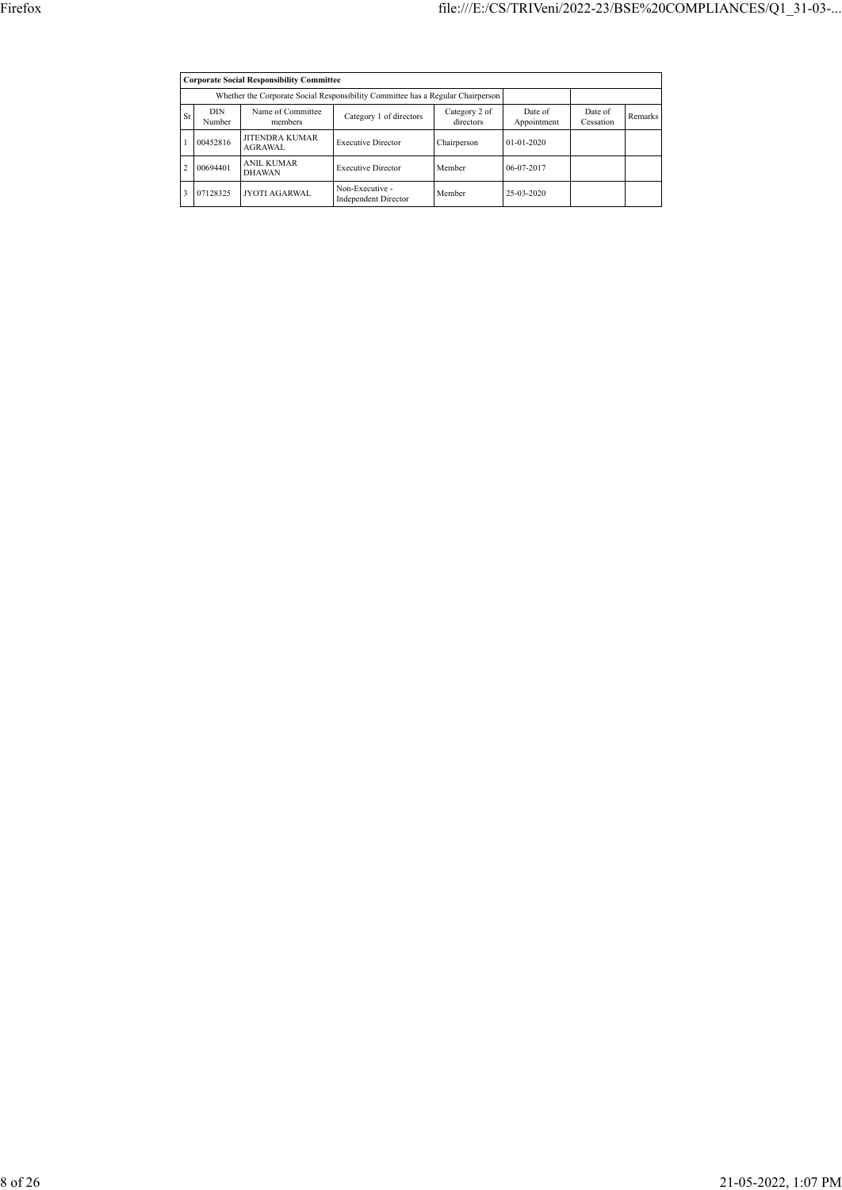| Corporate Social Responsibility Committee | | | | | | | |
|---|---|---|---|---|---|---|---|
| Whether the Corporate Social Responsibility Committee has a Regular Chairperson | | | | | | | |
| Sr | DIN Number | Name of Committee members | Category 1 of directors | Category 2 of directors | Date of Appointment | Date of Cessation | Remarks |
| 1 | 00452816 | JITENDRA KUMAR AGRAWAL | Executive Director | Chairperson | 01-01-2020 | | |
| 2 | 00694401 | ANIL KUMAR DHAWAN | Executive Director | Member | 06-07-2017 | | |
| 3 | 07128325 | JYOTI AGARWAL | Non-Executive - Independent Director | Member | 25-03-2020 | | |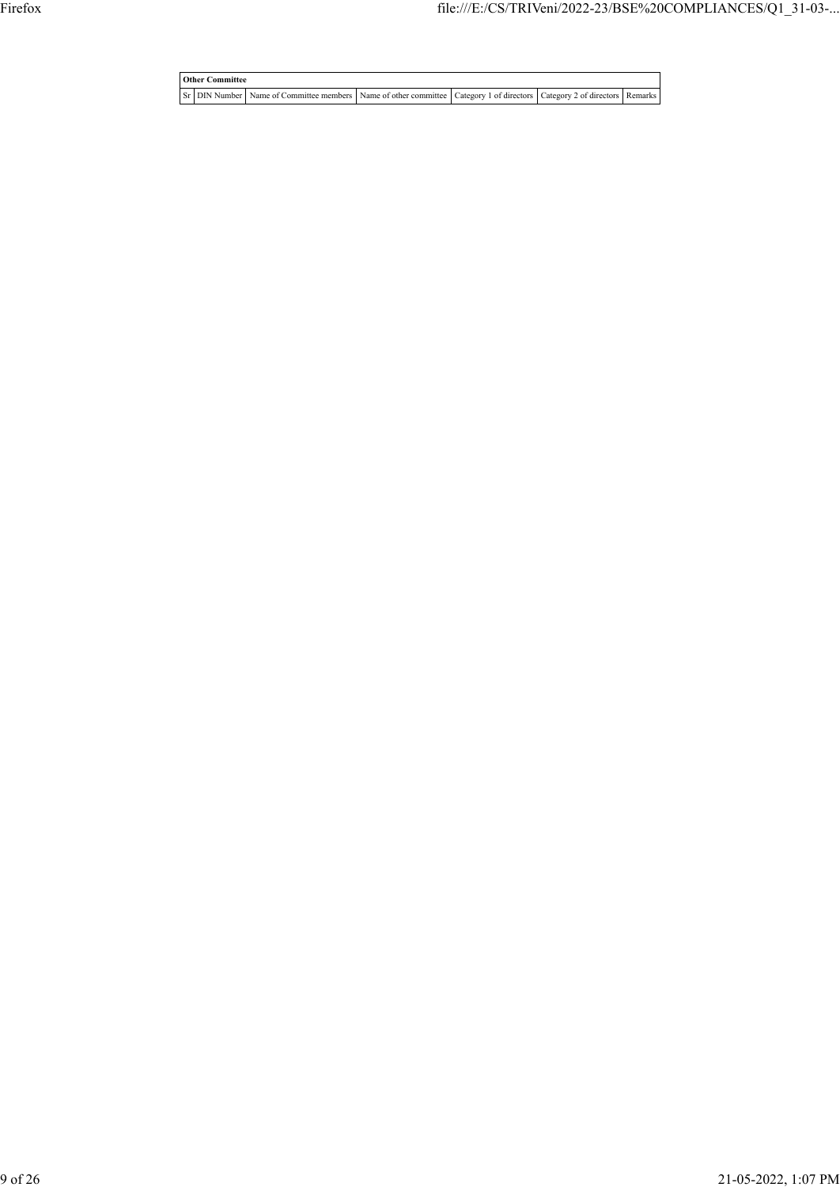| Other Committee | | | | | | |
|---|---|---|---|---|---|---|
| Sr | DIN Number | Name of Committee members | Name of other committee | Category 1 of directors | Category 2 of directors | Remarks |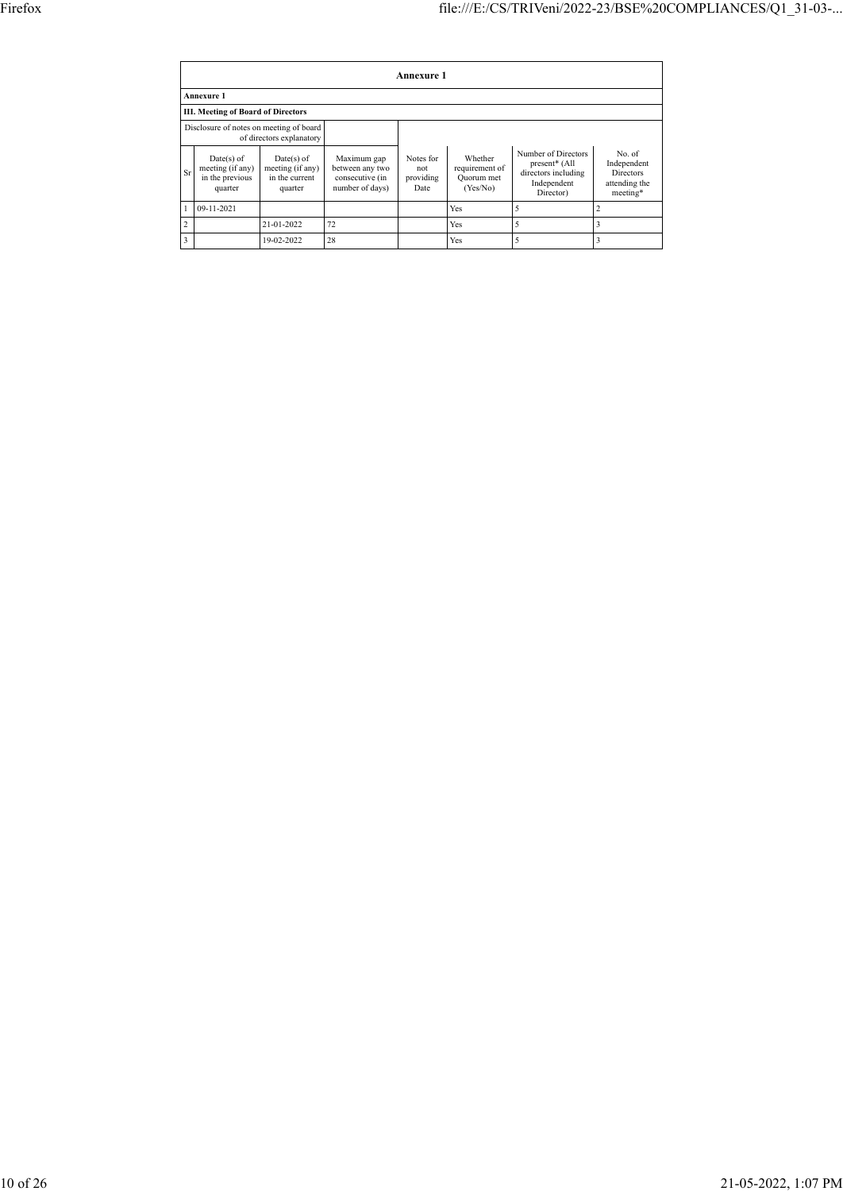# Annexure 1

**Annexure 1**

**III. Meeting of Board of Directors**

| Disclosure of notes on meeting of board of directors explanatory | | | | | | | |
|---|---|---|---|---|---|---|---|
| Sr | Date(s) of meeting (if any) in the previous quarter | Date(s) of meeting (if any) in the current quarter | Maximum gap between any two consecutive (in number of days) | Notes for not providing Date | Whether requirement of Quorum met (Yes/No) | Number of Directors present* (All directors including Independent Director) | No. of Independent Directors attending the meeting* |
| 1 | 09-11-2021 | | | | Yes | 5 | 2 |
| 2 | | 21-01-2022 | 72 | | Yes | 5 | 3 |
| 3 | | 19-02-2022 | 28 | | Yes | 5 | 3 |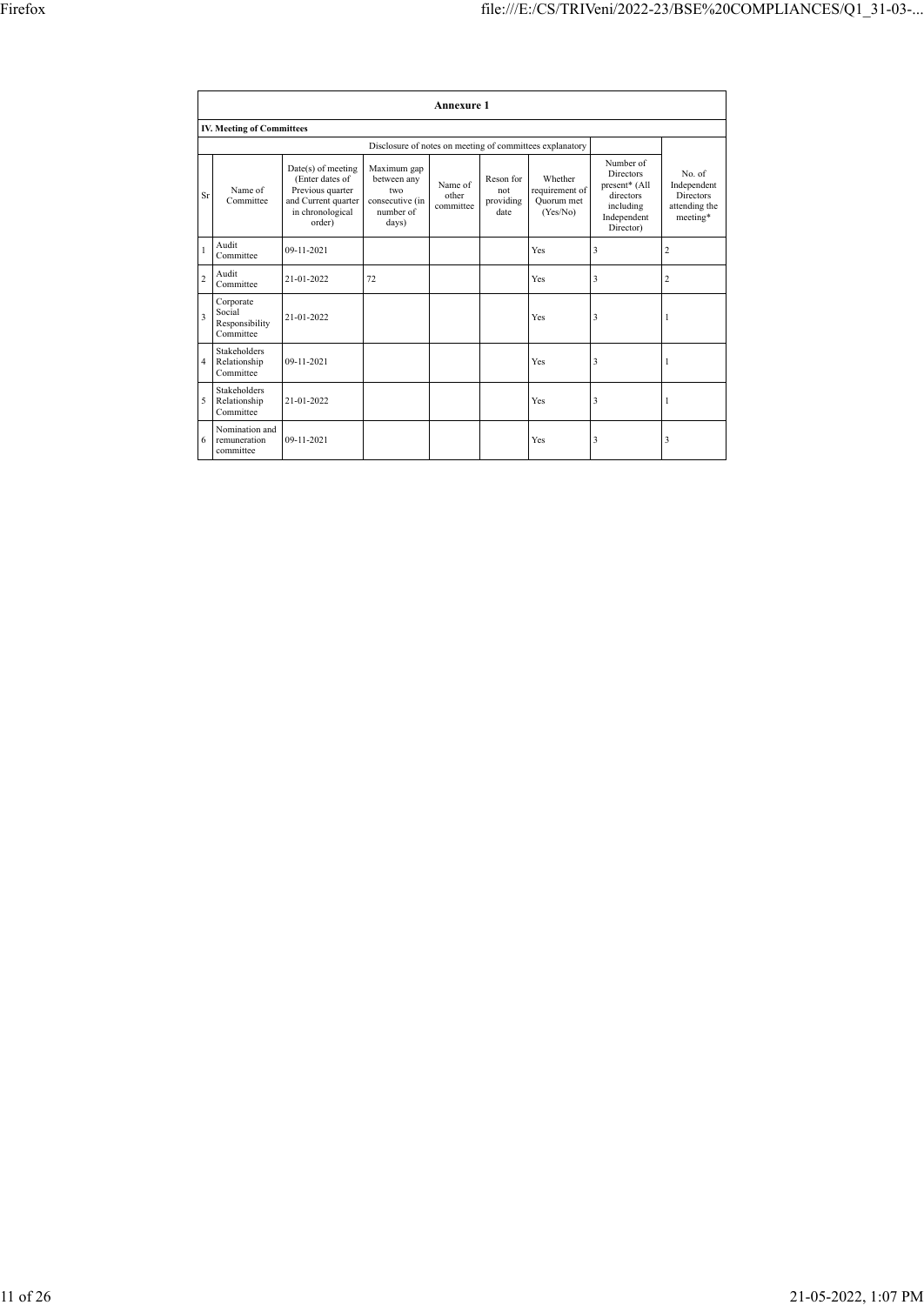## Annexure 1

### IV. Meeting of Committees

| | | | | | | | | |
|---|---|---|---|---|---|---|---|---|
| | | Disclosure of notes on meeting of committees explanatory | | | | | | |
| Sr | Name of Committee | Date(s) of meeting (Enter dates of Previous quarter and Current quarter in chronological order) | Maximum gap between any two consecutive (in number of days) | Name of other committee | Reson for not providing date | Whether requirement of Quorum met (Yes/No) | Number of Directors present* (All directors including Independent Director) | No. of Independent Directors attending the meeting* |
| 1 | Audit Committee | 09-11-2021 | | | | Yes | 3 | 2 |
| 2 | Audit Committee | 21-01-2022 | 72 | | | Yes | 3 | 2 |
| 3 | Corporate Social Responsibility Committee | 21-01-2022 | | | | Yes | 3 | 1 |
| 4 | Stakeholders Relationship Committee | 09-11-2021 | | | | Yes | 3 | 1 |
| 5 | Stakeholders Relationship Committee | 21-01-2022 | | | | Yes | 3 | 1 |
| 6 | Nomination and remuneration committee | 09-11-2021 | | | | Yes | 3 | 3 |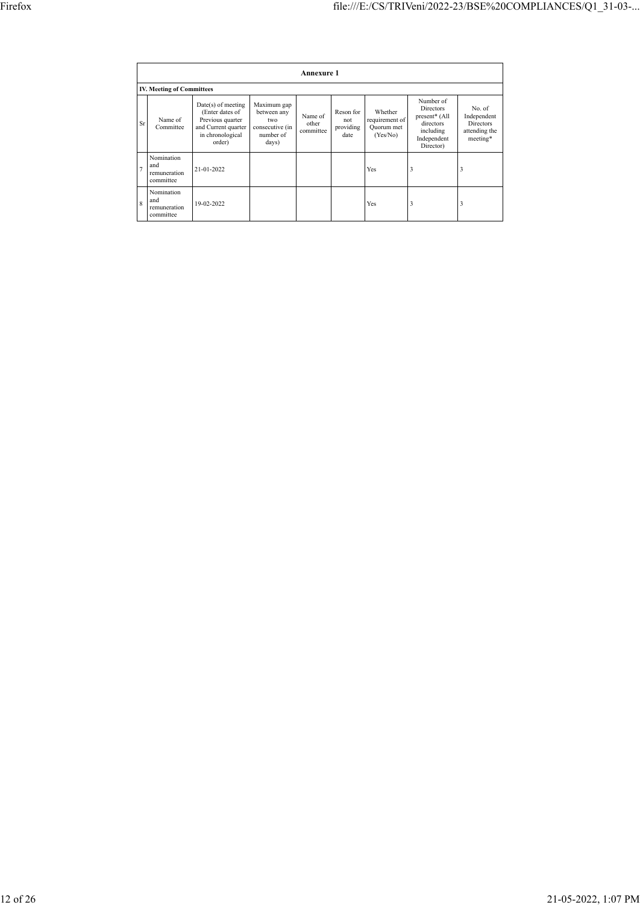## Annexure 1

### IV. Meeting of Committees

| Sr | Name of Committee | Date(s) of meeting (Enter dates of Previous quarter and Current quarter in chronological order) | Maximum gap between any two consecutive (in number of days) | Name of other committee | Reson for not providing date | Whether requirement of Quorum met (Yes/No) | Number of Directors present* (All directors including Independent Director) | No. of Independent Directors attending the meeting* |
|---|---|---|---|---|---|---|---|---|
| 7 | Nomination and remuneration committee | 21-01-2022 | | | | Yes | 3 | 3 |
| 8 | Nomination and remuneration committee | 19-02-2022 | | | | Yes | 3 | 3 |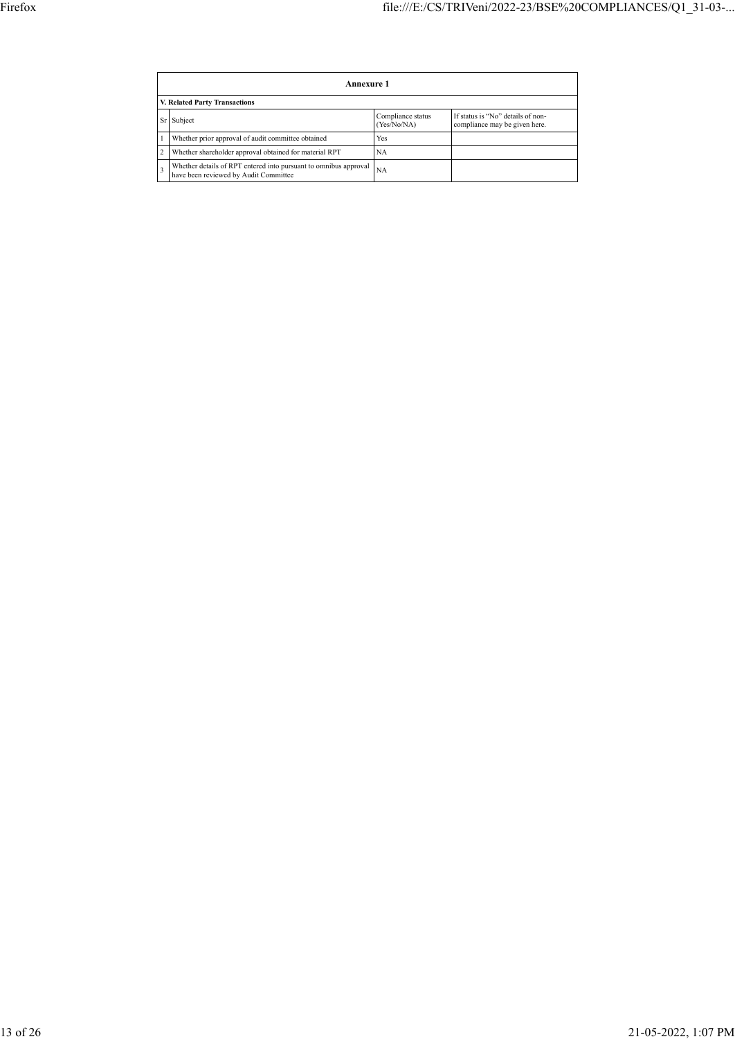## Annexure 1

### V. Related Party Transactions

| Sr | Subject | Compliance status (Yes/No/NA) | If status is "No" details of non-compliance may be given here. |
|---|---|---|---|
| 1 | Whether prior approval of audit committee obtained | Yes | |
| 2 | Whether shareholder approval obtained for material RPT | NA | |
| 3 | Whether details of RPT entered into pursuant to omnibus approval have been reviewed by Audit Committee | NA | |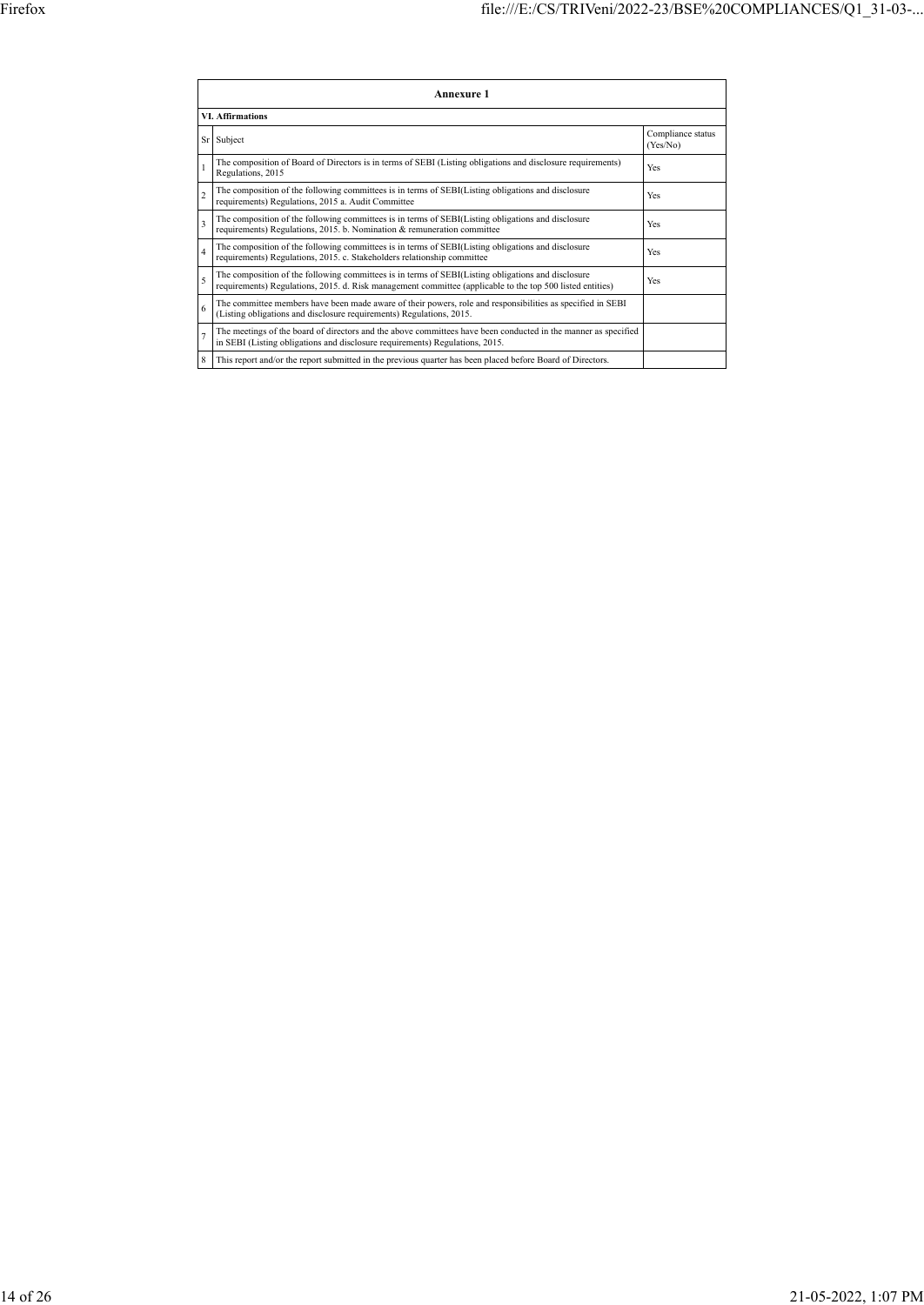## Annexure 1

### VI. Affirmations

| Sr | Subject | Compliance status (Yes/No) |
|---|---|---|
| 1 | The composition of Board of Directors is in terms of SEBI (Listing obligations and disclosure requirements) Regulations, 2015 | Yes |
| 2 | The composition of the following committees is in terms of SEBI(Listing obligations and disclosure requirements) Regulations, 2015 a. Audit Committee | Yes |
| 3 | The composition of the following committees is in terms of SEBI(Listing obligations and disclosure requirements) Regulations, 2015. b. Nomination & remuneration committee | Yes |
| 4 | The composition of the following committees is in terms of SEBI(Listing obligations and disclosure requirements) Regulations, 2015. c. Stakeholders relationship committee | Yes |
| 5 | The composition of the following committees is in terms of SEBI(Listing obligations and disclosure requirements) Regulations, 2015. d. Risk management committee (applicable to the top 500 listed entities) | Yes |
| 6 | The committee members have been made aware of their powers, role and responsibilities as specified in SEBI (Listing obligations and disclosure requirements) Regulations, 2015. | |
| 7 | The meetings of the board of directors and the above committees have been conducted in the manner as specified in SEBI (Listing obligations and disclosure requirements) Regulations, 2015. | |
| 8 | This report and/or the report submitted in the previous quarter has been placed before Board of Directors. | |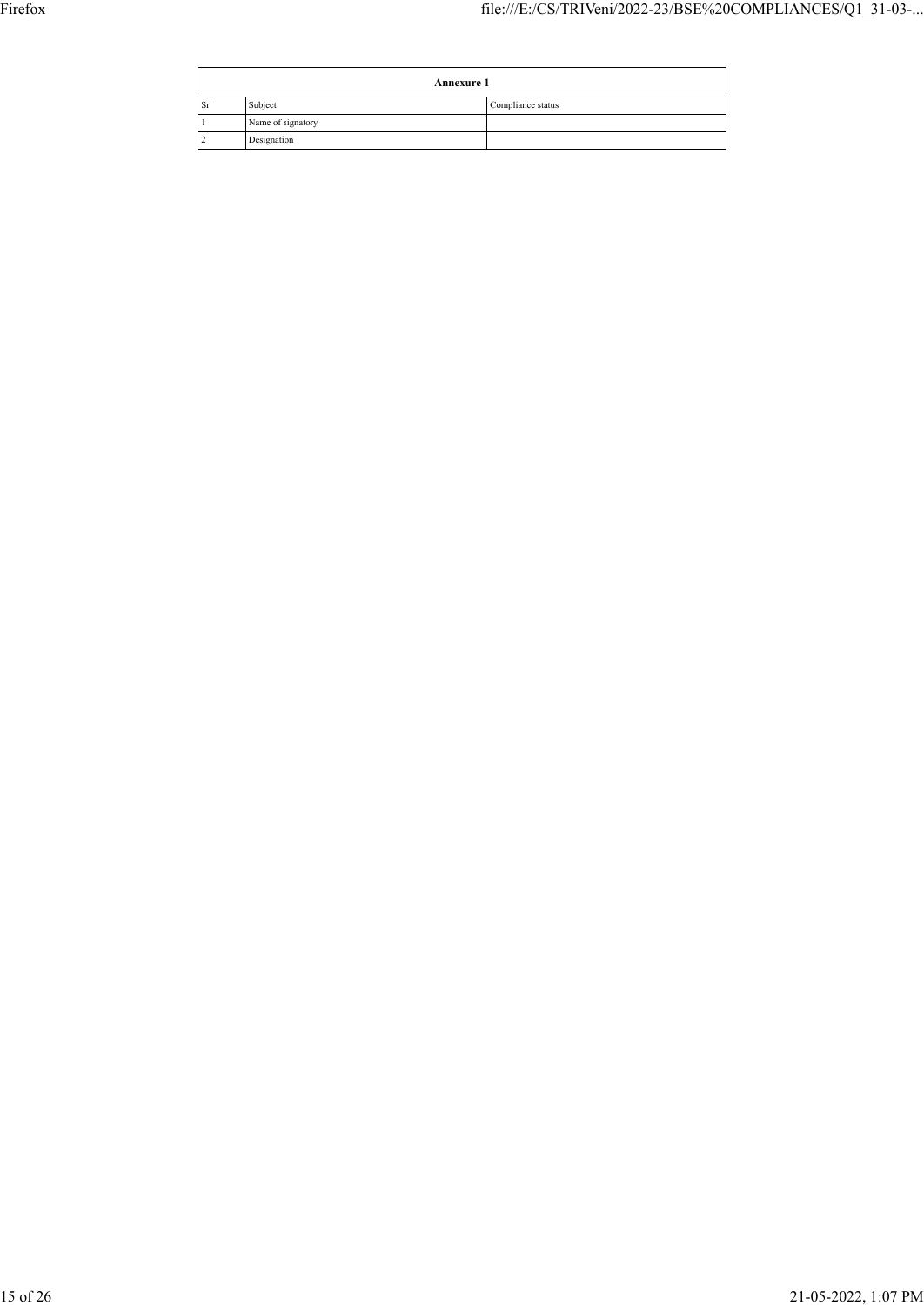| Annexure 1 | | |
|---|---|---|
| Sr | Subject | Compliance status |
| 1 | Name of signatory | |
| 2 | Designation | |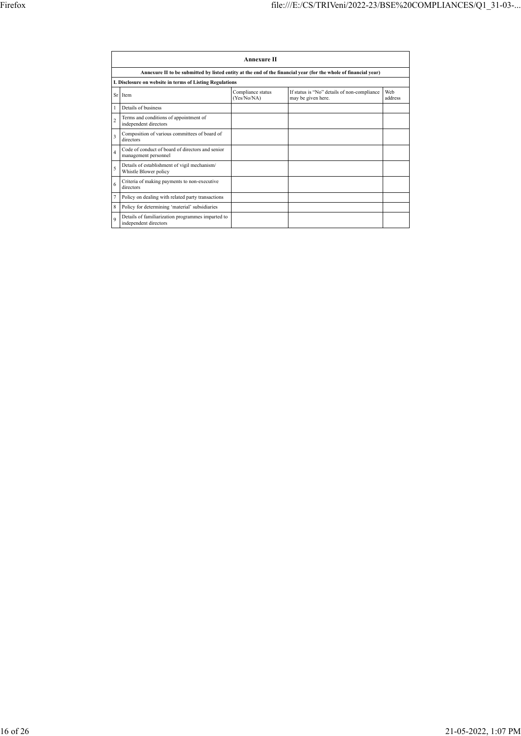## Annexure II

**Annexure II to be submitted by listed entity at the end of the financial year (for the whole of financial year)**

**I. Disclosure on website in terms of Listing Regulations**

| Sr | Item | Compliance status (Yes/No/NA) | If status is "No" details of non-compliance may be given here. | Web address |
|---|---|---|---|---|
| 1 | Details of business | | | |
| 2 | Terms and conditions of appointment of independent directors | | | |
| 3 | Composition of various committees of board of directors | | | |
| 4 | Code of conduct of board of directors and senior management personnel | | | |
| 5 | Details of establishment of vigil mechanism/ Whistle Blower policy | | | |
| 6 | Criteria of making payments to non-executive directors | | | |
| 7 | Policy on dealing with related party transactions | | | |
| 8 | Policy for determining 'material' subsidiaries | | | |
| 9 | Details of familiarization programmes imparted to independent directors | | | |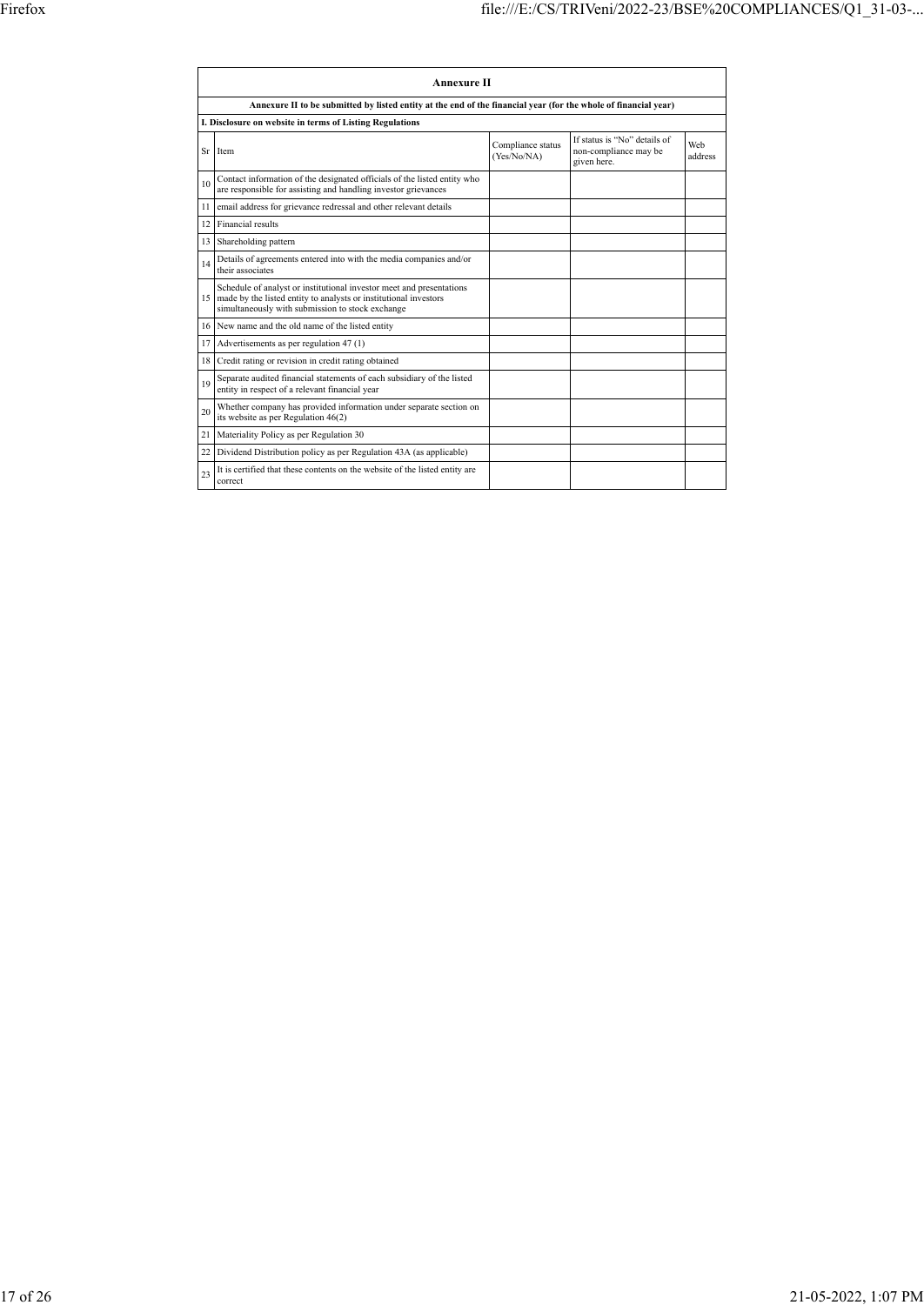## Annexure II

**Annexure II to be submitted by listed entity at the end of the financial year (for the whole of financial year)**

**I. Disclosure on website in terms of Listing Regulations**

| Sr | Item | Compliance status (Yes/No/NA) | If status is "No" details of non-compliance may be given here. | Web address |
|---|---|---|---|---|
| 10 | Contact information of the designated officials of the listed entity who are responsible for assisting and handling investor grievances | | | |
| 11 | email address for grievance redressal and other relevant details | | | |
| 12 | Financial results | | | |
| 13 | Shareholding pattern | | | |
| 14 | Details of agreements entered into with the media companies and/or their associates | | | |
| 15 | Schedule of analyst or institutional investor meet and presentations made by the listed entity to analysts or institutional investors simultaneously with submission to stock exchange | | | |
| 16 | New name and the old name of the listed entity | | | |
| 17 | Advertisements as per regulation 47 (1) | | | |
| 18 | Credit rating or revision in credit rating obtained | | | |
| 19 | Separate audited financial statements of each subsidiary of the listed entity in respect of a relevant financial year | | | |
| 20 | Whether company has provided information under separate section on its website as per Regulation 46(2) | | | |
| 21 | Materiality Policy as per Regulation 30 | | | |
| 22 | Dividend Distribution policy as per Regulation 43A (as applicable) | | | |
| 23 | It is certified that these contents on the website of the listed entity are correct | | | |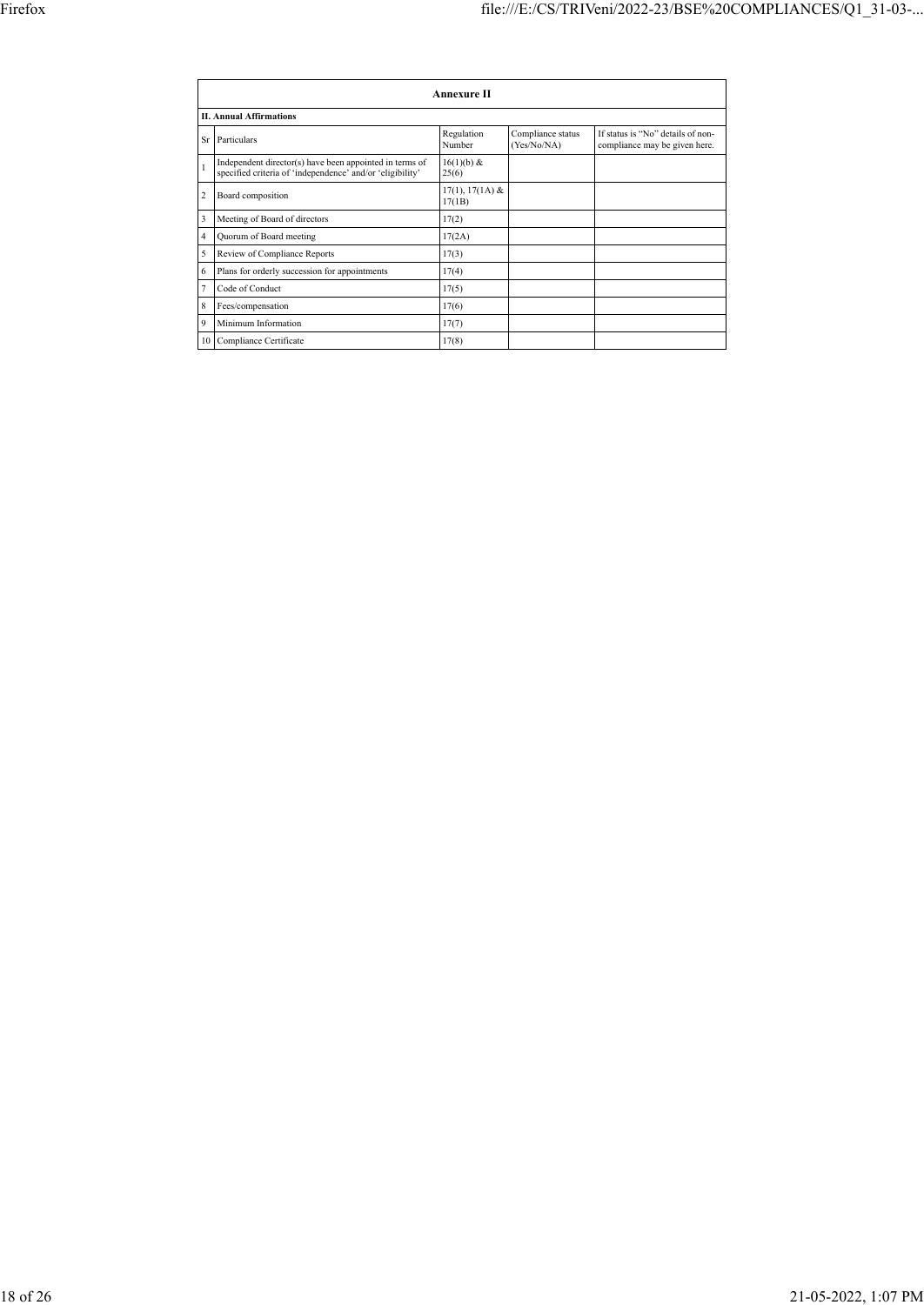## Annexure II

**II. Annual Affirmations**

| Sr | Particulars | Regulation Number | Compliance status (Yes/No/NA) | If status is "No" details of non-compliance may be given here. |
|---|---|---|---|---|
| 1 | Independent director(s) have been appointed in terms of specified criteria of 'independence' and/or 'eligibility' | 16(1)(b) & 25(6) | | |
| 2 | Board composition | 17(1), 17(1A) & 17(1B) | | |
| 3 | Meeting of Board of directors | 17(2) | | |
| 4 | Quorum of Board meeting | 17(2A) | | |
| 5 | Review of Compliance Reports | 17(3) | | |
| 6 | Plans for orderly succession for appointments | 17(4) | | |
| 7 | Code of Conduct | 17(5) | | |
| 8 | Fees/compensation | 17(6) | | |
| 9 | Minimum Information | 17(7) | | |
| 10 | Compliance Certificate | 17(8) | | |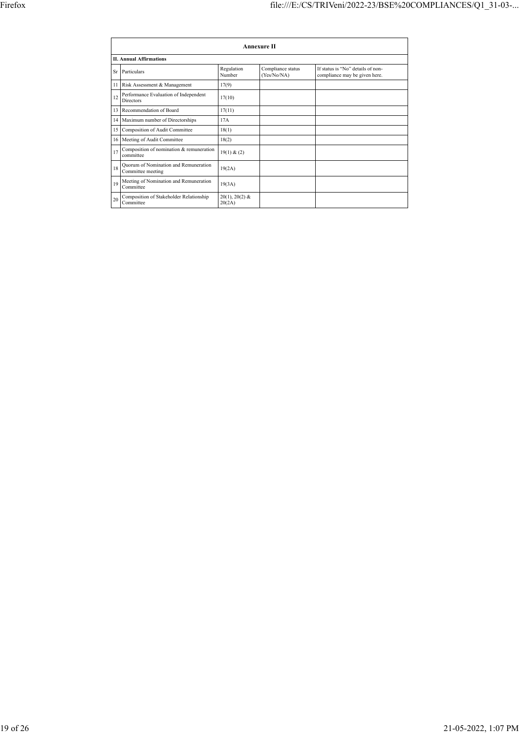## Annexure II

**II. Annual Affirmations**

| Sr | Particulars | Regulation Number | Compliance status (Yes/No/NA) | If status is "No" details of non-compliance may be given here. |
|---|---|---|---|---|
| 11 | Risk Assessment & Management | 17(9) | | |
| 12 | Performance Evaluation of Independent Directors | 17(10) | | |
| 13 | Recommendation of Board | 17(11) | | |
| 14 | Maximum number of Directorships | 17A | | |
| 15 | Composition of Audit Committee | 18(1) | | |
| 16 | Meeting of Audit Committee | 18(2) | | |
| 17 | Composition of nomination & remuneration committee | 19(1) & (2) | | |
| 18 | Quorum of Nomination and Remuneration Committee meeting | 19(2A) | | |
| 19 | Meeting of Nomination and Remuneration Committee | 19(3A) | | |
| 20 | Composition of Stakeholder Relationship Committee | 20(1), 20(2) & 20(2A) | | |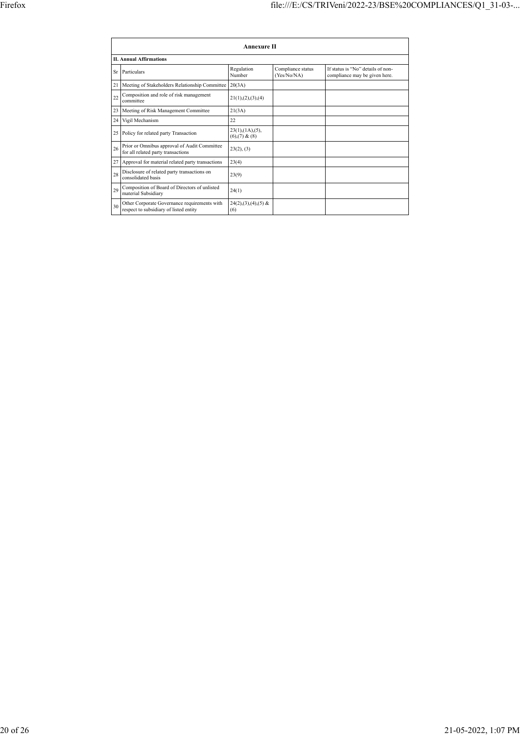## Annexure II

**II. Annual Affirmations**

| Sr | Particulars | Regulation Number | Compliance status (Yes/No/NA) | If status is "No" details of non-compliance may be given here. |
|---|---|---|---|---|
| 21 | Meeting of Stakeholders Relationship Committee | 20(3A) | | |
| 22 | Composition and role of risk management committee | 21(1),(2),(3),(4) | | |
| 23 | Meeting of Risk Management Committee | 21(3A) | | |
| 24 | Vigil Mechanism | 22 | | |
| 25 | Policy for related party Transaction | 23(1),(1A),(5),(6),(7) & (8) | | |
| 26 | Prior or Omnibus approval of Audit Committee for all related party transactions | 23(2), (3) | | |
| 27 | Approval for material related party transactions | 23(4) | | |
| 28 | Disclosure of related party transactions on consolidated basis | 23(9) | | |
| 29 | Composition of Board of Directors of unlisted material Subsidiary | 24(1) | | |
| 30 | Other Corporate Governance requirements with respect to subsidiary of listed entity | 24(2),(3),(4),(5) & (6) | | |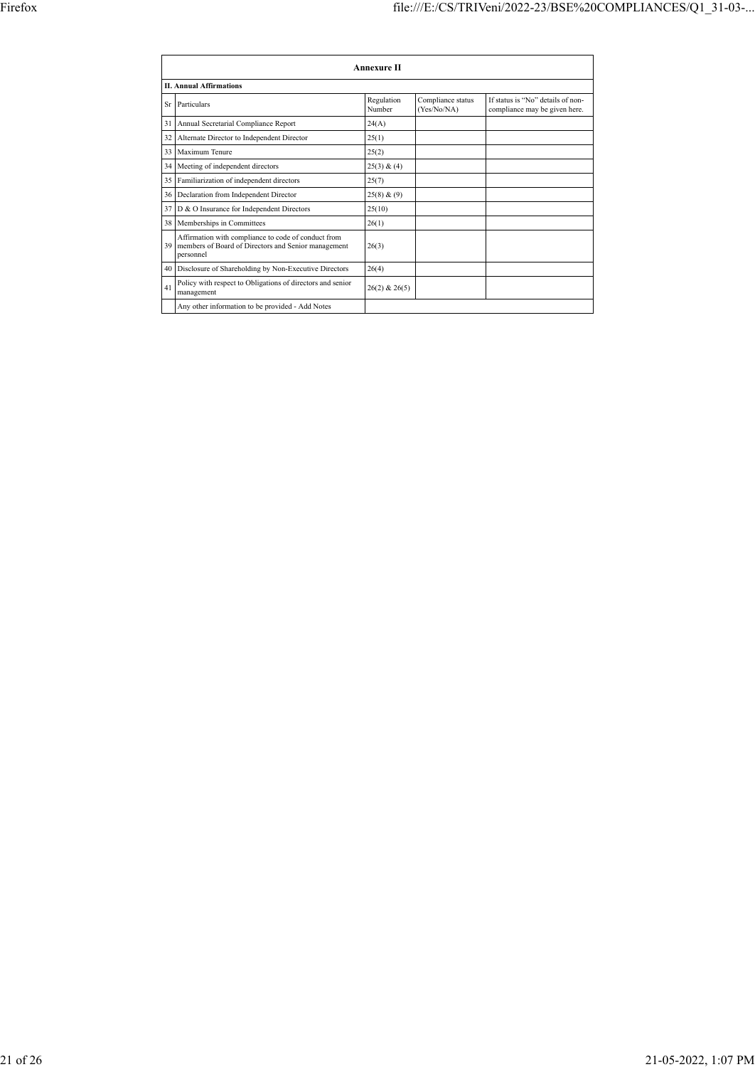| Annexure II | | | | |
|---|---|---|---|---|
| **II. Annual Affirmations** | | | | |
| Sr | Particulars | Regulation Number | Compliance status (Yes/No/NA) | If status is "No" details of non-compliance may be given here. |
| 31 | Annual Secretarial Compliance Report | 24(A) | | |
| 32 | Alternate Director to Independent Director | 25(1) | | |
| 33 | Maximum Tenure | 25(2) | | |
| 34 | Meeting of independent directors | 25(3) & (4) | | |
| 35 | Familiarization of independent directors | 25(7) | | |
| 36 | Declaration from Independent Director | 25(8) & (9) | | |
| 37 | D & O Insurance for Independent Directors | 25(10) | | |
| 38 | Memberships in Committees | 26(1) | | |
| 39 | Affirmation with compliance to code of conduct from members of Board of Directors and Senior management personnel | 26(3) | | |
| 40 | Disclosure of Shareholding by Non-Executive Directors | 26(4) | | |
| 41 | Policy with respect to Obligations of directors and senior management | 26(2) & 26(5) | | |
| | Any other information to be provided - Add Notes | | | |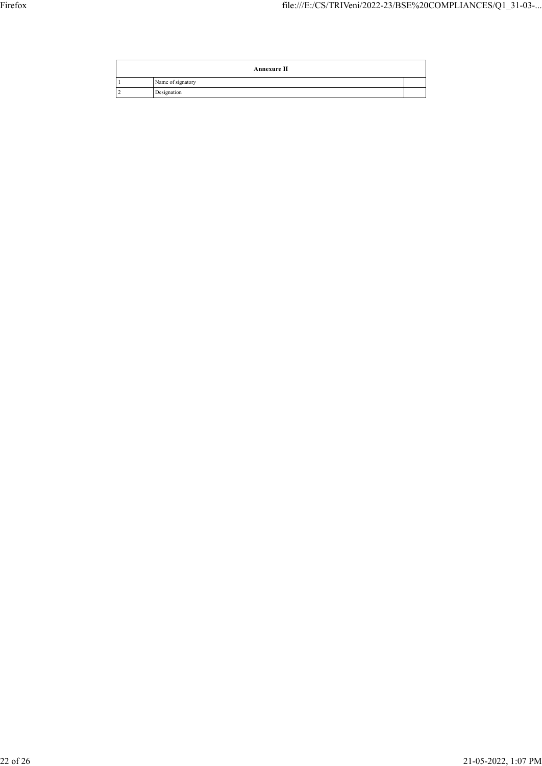| Annexure II | | |
|---|---|---|
| 1 | Name of signatory | |
| 2 | Designation | |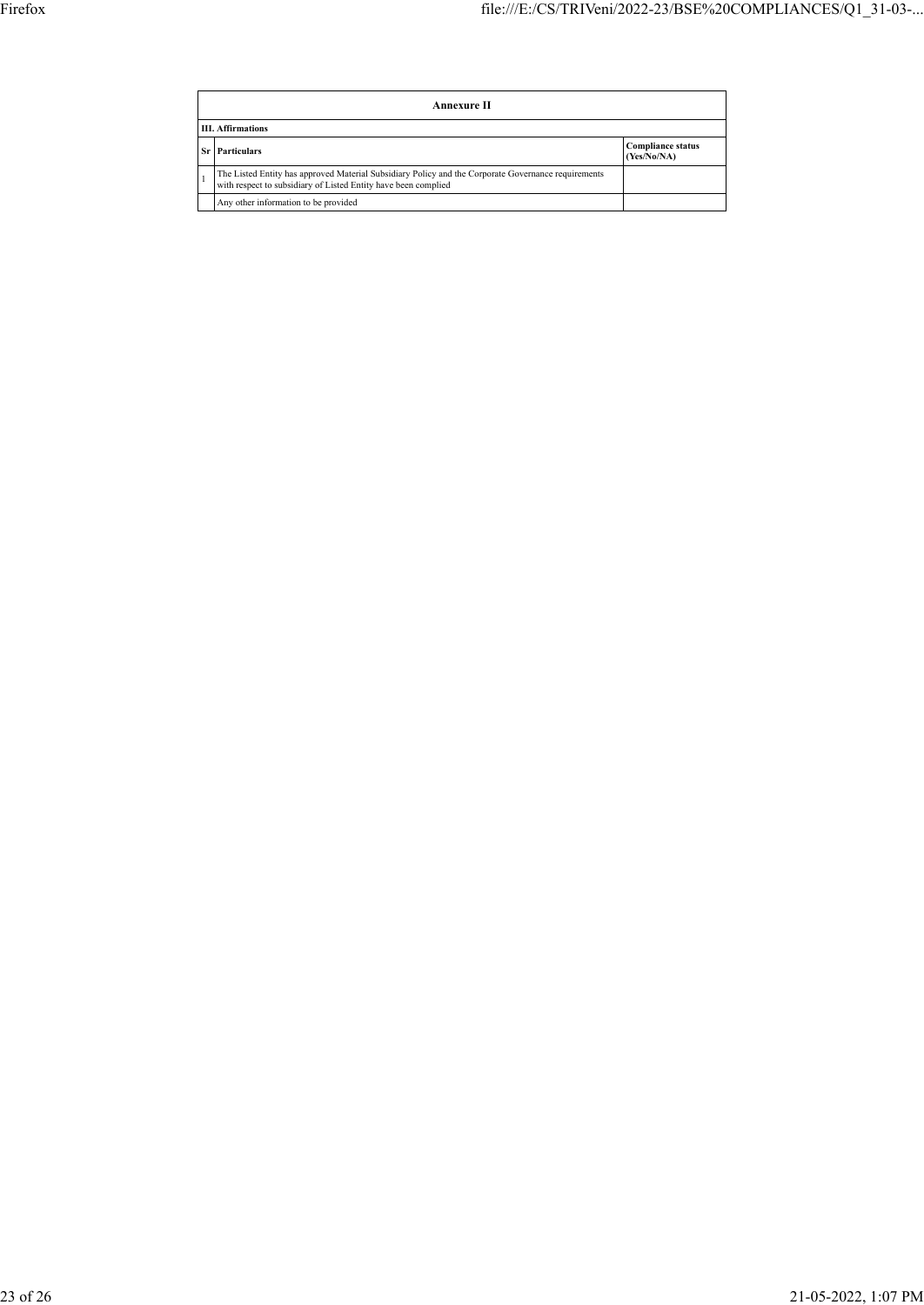| Annexure II | | |
|---|---|---|
| **III. Affirmations** | | |
| **Sr** | **Particulars** | **Compliance status (Yes/No/NA)** |
| 1 | The Listed Entity has approved Material Subsidiary Policy and the Corporate Governance requirements with respect to subsidiary of Listed Entity have been complied | |
| | Any other information to be provided | |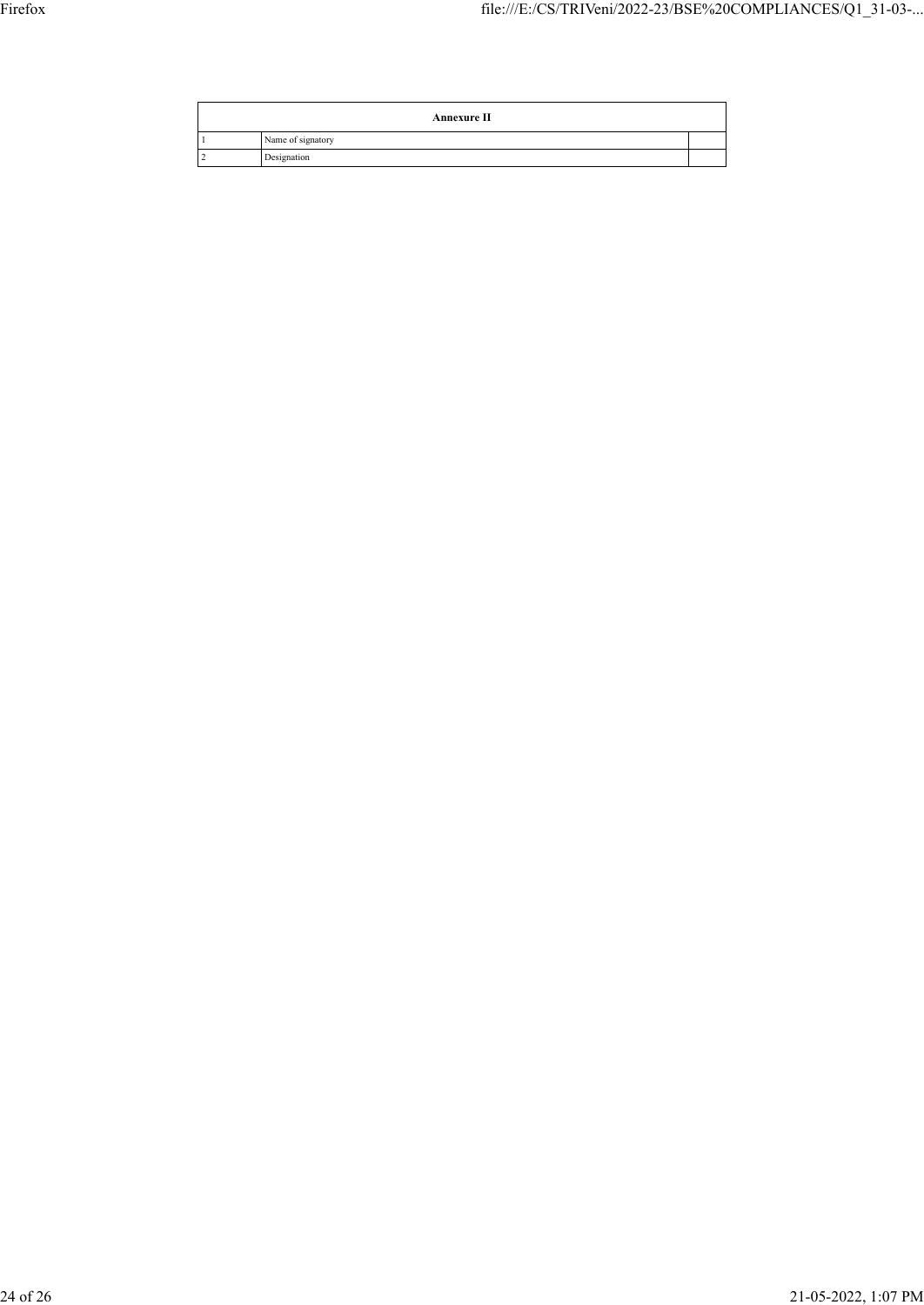| Annexure II | | |
|---|---|---|
| 1 | Name of signatory | |
| 2 | Designation | |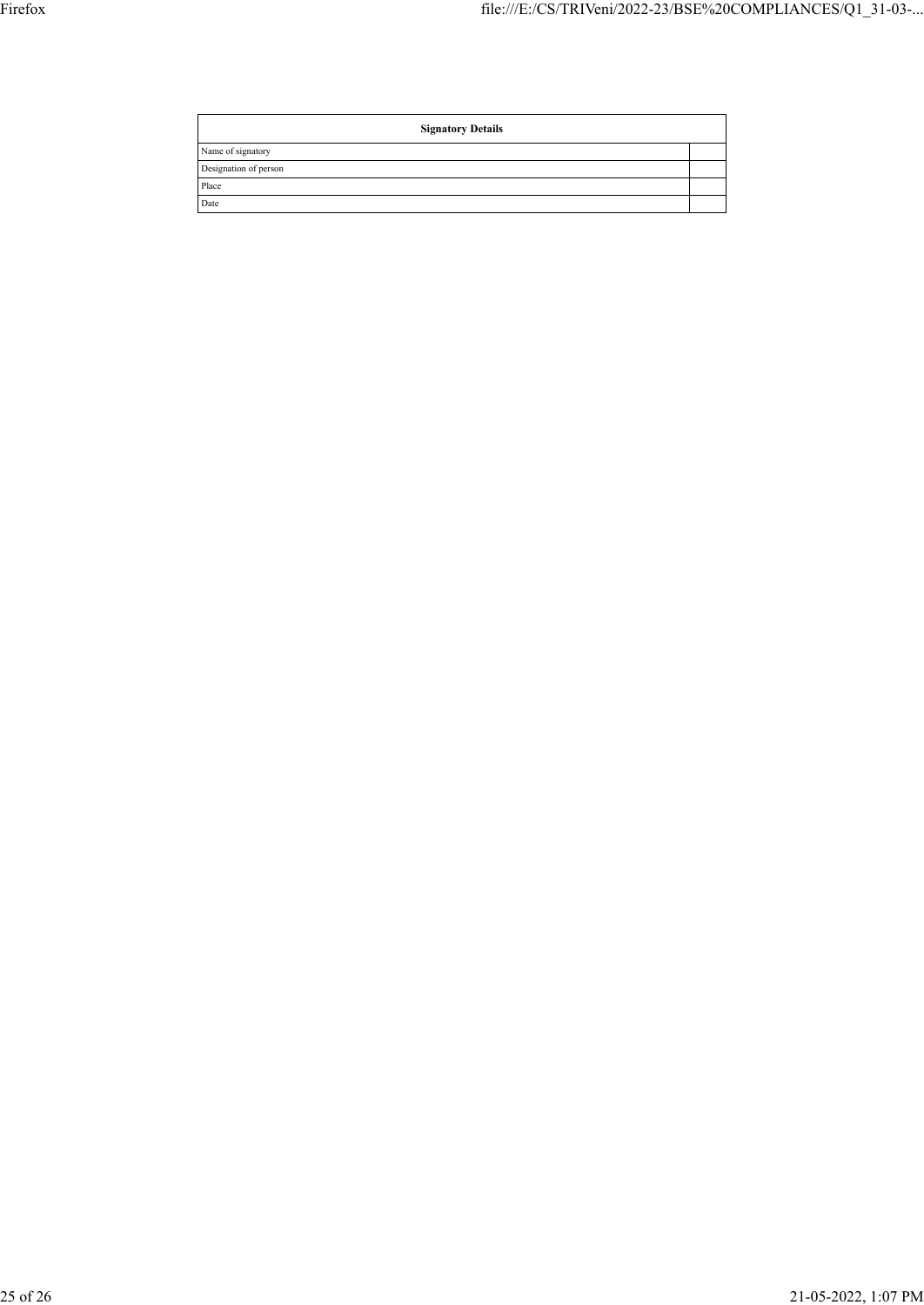| Signatory Details | |
|---|---|
| Name of signatory | |
| Designation of person | |
| Place | |
| Date | |